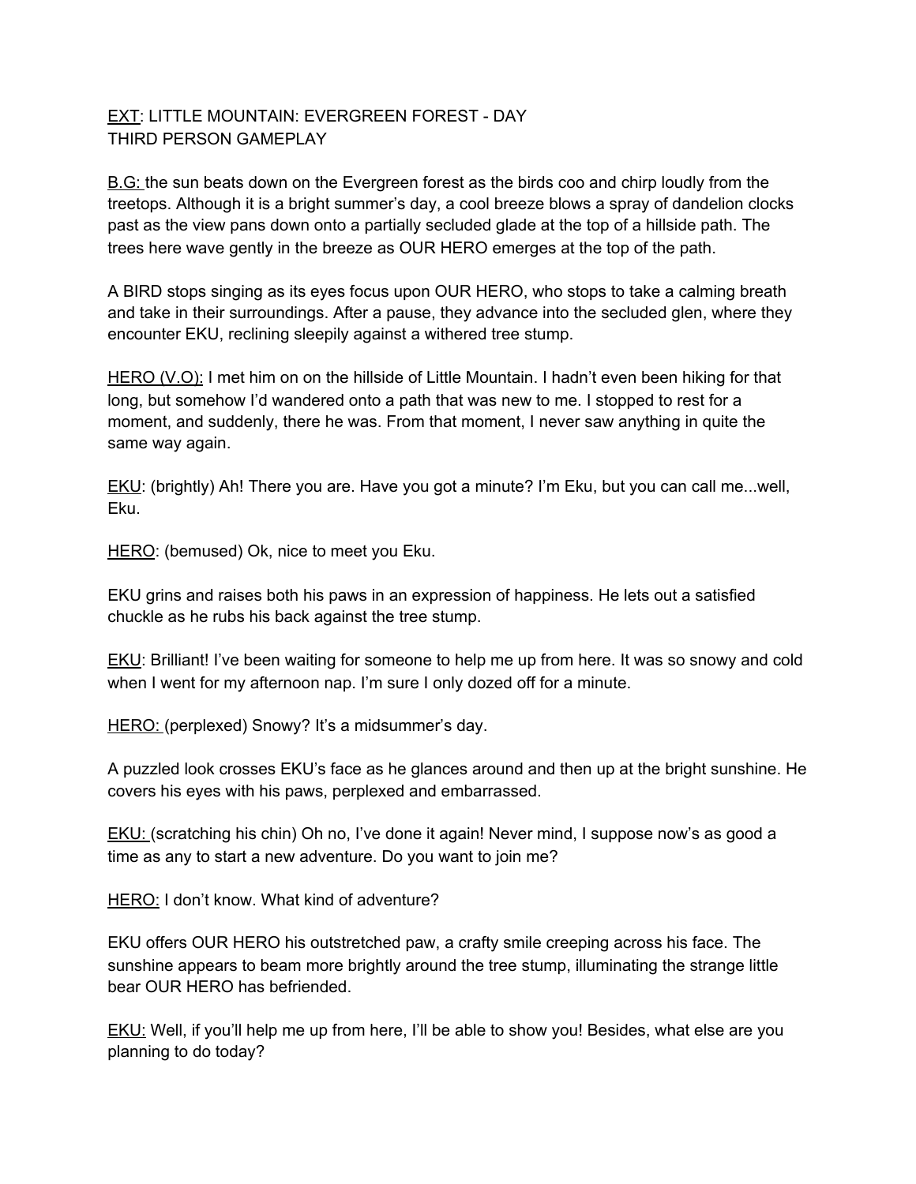<u>EXT</u>: LITTLE MOUNTAIN: EVERGREEN FOREST - DAY
THIRD PERSON GAMEPLAY

<u>B.G:</u> the sun beats down on the Evergreen forest as the birds coo and chirp loudly from the treetops. Although it is a bright summer's day, a cool breeze blows a spray of dandelion clocks past as the view pans down onto a partially secluded glade at the top of a hillside path. The trees here wave gently in the breeze as OUR HERO emerges at the top of the path.

A BIRD stops singing as its eyes focus upon OUR HERO, who stops to take a calming breath and take in their surroundings. After a pause, they advance into the secluded glen, where they encounter EKU, reclining sleepily against a withered tree stump.

<u>HERO (V.O):</u> I met him on on the hillside of Little Mountain. I hadn't even been hiking for that long, but somehow I'd wandered onto a path that was new to me. I stopped to rest for a moment, and suddenly, there he was. From that moment, I never saw anything in quite the same way again.

<u>EKU</u>: (brightly) Ah! There you are. Have you got a minute? I'm Eku, but you can call me...well, Eku.

<u>HERO</u>: (bemused) Ok, nice to meet you Eku.

EKU grins and raises both his paws in an expression of happiness. He lets out a satisfied chuckle as he rubs his back against the tree stump.

<u>EKU</u>: Brilliant! I've been waiting for someone to help me up from here. It was so snowy and cold when I went for my afternoon nap. I'm sure I only dozed off for a minute.

<u>HERO:</u> (perplexed) Snowy? It's a midsummer's day.

A puzzled look crosses EKU's face as he glances around and then up at the bright sunshine. He covers his eyes with his paws, perplexed and embarrassed.

<u>EKU:</u> (scratching his chin) Oh no, I've done it again! Never mind, I suppose now's as good a time as any to start a new adventure. Do you want to join me?

<u>HERO:</u> I don't know. What kind of adventure?

EKU offers OUR HERO his outstretched paw, a crafty smile creeping across his face. The sunshine appears to beam more brightly around the tree stump, illuminating the strange little bear OUR HERO has befriended.

<u>EKU:</u> Well, if you'll help me up from here, I'll be able to show you! Besides, what else are you planning to do today?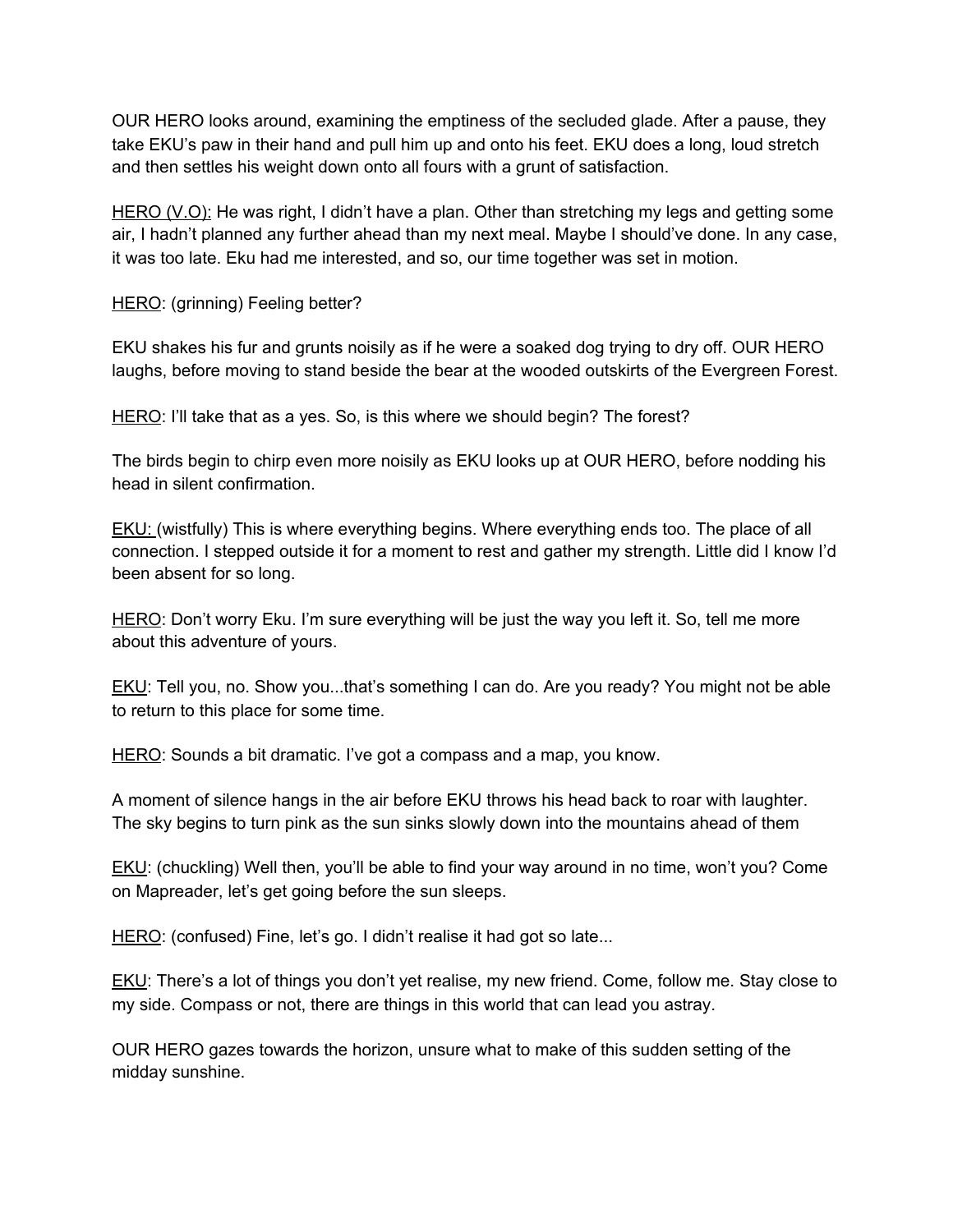OUR HERO looks around, examining the emptiness of the secluded glade. After a pause, they take EKU's paw in their hand and pull him up and onto his feet. EKU does a long, loud stretch and then settles his weight down onto all fours with a grunt of satisfaction.

HERO (V.O): He was right, I didn't have a plan. Other than stretching my legs and getting some air, I hadn't planned any further ahead than my next meal. Maybe I should've done. In any case, it was too late. Eku had me interested, and so, our time together was set in motion.

HERO: (grinning) Feeling better?

EKU shakes his fur and grunts noisily as if he were a soaked dog trying to dry off. OUR HERO laughs, before moving to stand beside the bear at the wooded outskirts of the Evergreen Forest.

HERO: I'll take that as a yes. So, is this where we should begin? The forest?

The birds begin to chirp even more noisily as EKU looks up at OUR HERO, before nodding his head in silent confirmation.

EKU: (wistfully) This is where everything begins. Where everything ends too. The place of all connection. I stepped outside it for a moment to rest and gather my strength. Little did I know I'd been absent for so long.

HERO: Don't worry Eku. I'm sure everything will be just the way you left it. So, tell me more about this adventure of yours.

EKU: Tell you, no. Show you...that's something I can do. Are you ready? You might not be able to return to this place for some time.

HERO: Sounds a bit dramatic. I've got a compass and a map, you know.

A moment of silence hangs in the air before EKU throws his head back to roar with laughter. The sky begins to turn pink as the sun sinks slowly down into the mountains ahead of them

EKU: (chuckling) Well then, you'll be able to find your way around in no time, won't you? Come on Mapreader, let's get going before the sun sleeps.

HERO: (confused) Fine, let's go. I didn't realise it had got so late...

EKU: There's a lot of things you don't yet realise, my new friend. Come, follow me. Stay close to my side. Compass or not, there are things in this world that can lead you astray.

OUR HERO gazes towards the horizon, unsure what to make of this sudden setting of the midday sunshine.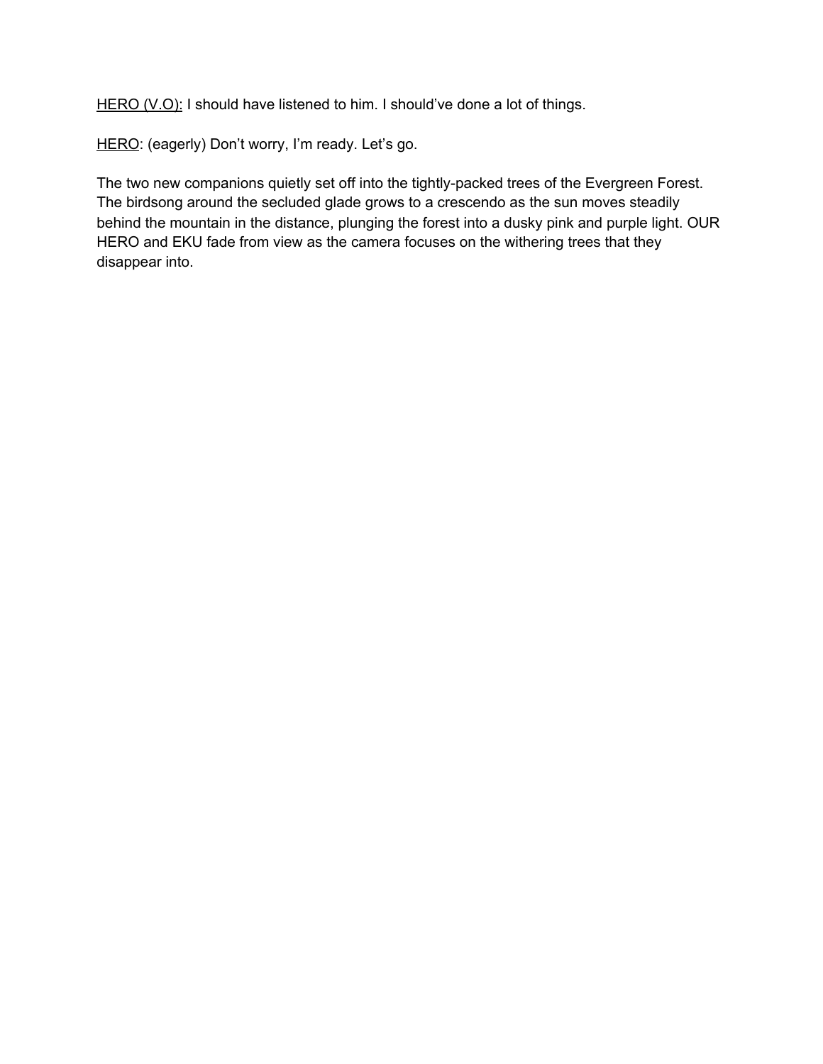<u>HERO (V.O):</u> I should have listened to him. I should've done a lot of things.

<u>HERO</u>: (eagerly) Don't worry, I'm ready. Let's go.

The two new companions quietly set off into the tightly-packed trees of the Evergreen Forest. The birdsong around the secluded glade grows to a crescendo as the sun moves steadily behind the mountain in the distance, plunging the forest into a dusky pink and purple light. OUR HERO and EKU fade from view as the camera focuses on the withering trees that they disappear into.